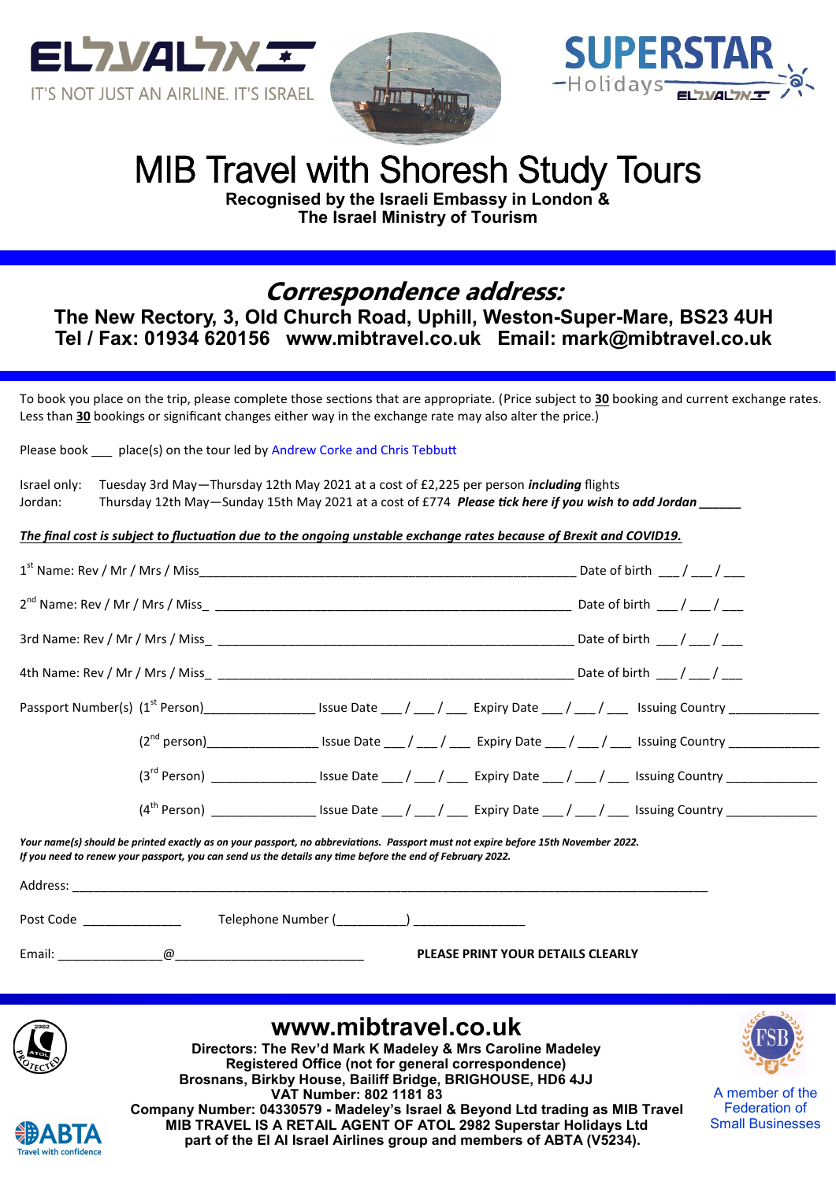IT'S NOT JUST AN AIRLINE. IT'S ISRAEL

SUPERSTAR Holidays

# MIB Travel with Shoresh Study Tours

**Recognised by the Israeli Embassy in London &**
**The Israel Ministry of Tourism**

## *Correspondence address:*

**The New Rectory, 3, Old Church Road, Uphill, Weston-Super-Mare, BS23 4UH**
**Tel / Fax: 01934 620156 www.mibtravel.co.uk Email: mark@mibtravel.co.uk**

To book you place on the trip, please complete those sections that are appropriate. (Price subject to **30** booking and current exchange rates. Less than **30** bookings or significant changes either way in the exchange rate may also alter the price.)

Please book ___ place(s) on the tour led by Andrew Corke and Chris Tebbutt

Israel only: Tuesday 3rd May—Thursday 12th May 2021 at a cost of £2,225 per person ***including*** flights
Jordan: Thursday 12th May—Sunday 15th May 2021 at a cost of £774 ***Please tick here if you wish to add Jordan ______***

***The final cost is subject to fluctuation due to the ongoing unstable exchange rates because of Brexit and COVID19.***

1st Name: Rev / Mr / Mrs / Miss_______________________________________________ Date of birth ___ / ___ / ___

2nd Name: Rev / Mr / Mrs / Miss_ _______________________________________________ Date of birth ___ / ___ / ___

3rd Name: Rev / Mr / Mrs / Miss_ _______________________________________________ Date of birth ___ / ___ / ___

4th Name: Rev / Mr / Mrs / Miss_ _______________________________________________ Date of birth ___ / ___ / ___

Passport Number(s) (1st Person)_______________ Issue Date ___ / ___ / ___ Expiry Date ___ / ___ / ___ Issuing Country _____________

(2nd person)_______________ Issue Date ___ / ___ / ___ Expiry Date ___ / ___ / ___ Issuing Country _____________

(3rd Person) _______________ Issue Date ___ / ___ / ___ Expiry Date ___ / ___ / ___ Issuing Country _____________

(4th Person) _______________ Issue Date ___ / ___ / ___ Expiry Date ___ / ___ / ___ Issuing Country _____________

***Your name(s) should be printed exactly as on your passport, no abbreviations. Passport must not expire before 15th November 2022.***
***If you need to renew your passport, you can send us the details any time before the end of February 2022.***

Address: ___________________________________________________________________________________________

Post Code ______________ Telephone Number (__________) ________________

Email: ______________@___________________________ **PLEASE PRINT YOUR DETAILS CLEARLY**

## www.mibtravel.co.uk

**Directors: The Rev'd Mark K Madeley & Mrs Caroline Madeley**
**Registered Office (not for general correspondence)**
**Brosnans, Birkby House, Bailiff Bridge, BRIGHOUSE, HD6 4JJ**
**VAT Number: 802 1181 83**
**Company Number: 04330579 - Madeley's Israel & Beyond Ltd trading as MIB Travel**
**MIB TRAVEL IS A RETAIL AGENT OF ATOL 2982 Superstar Holidays Ltd**
**part of the El Al Israel Airlines group and members of ABTA (V5234).**

ABTA Travel with confidence

A member of the Federation of Small Businesses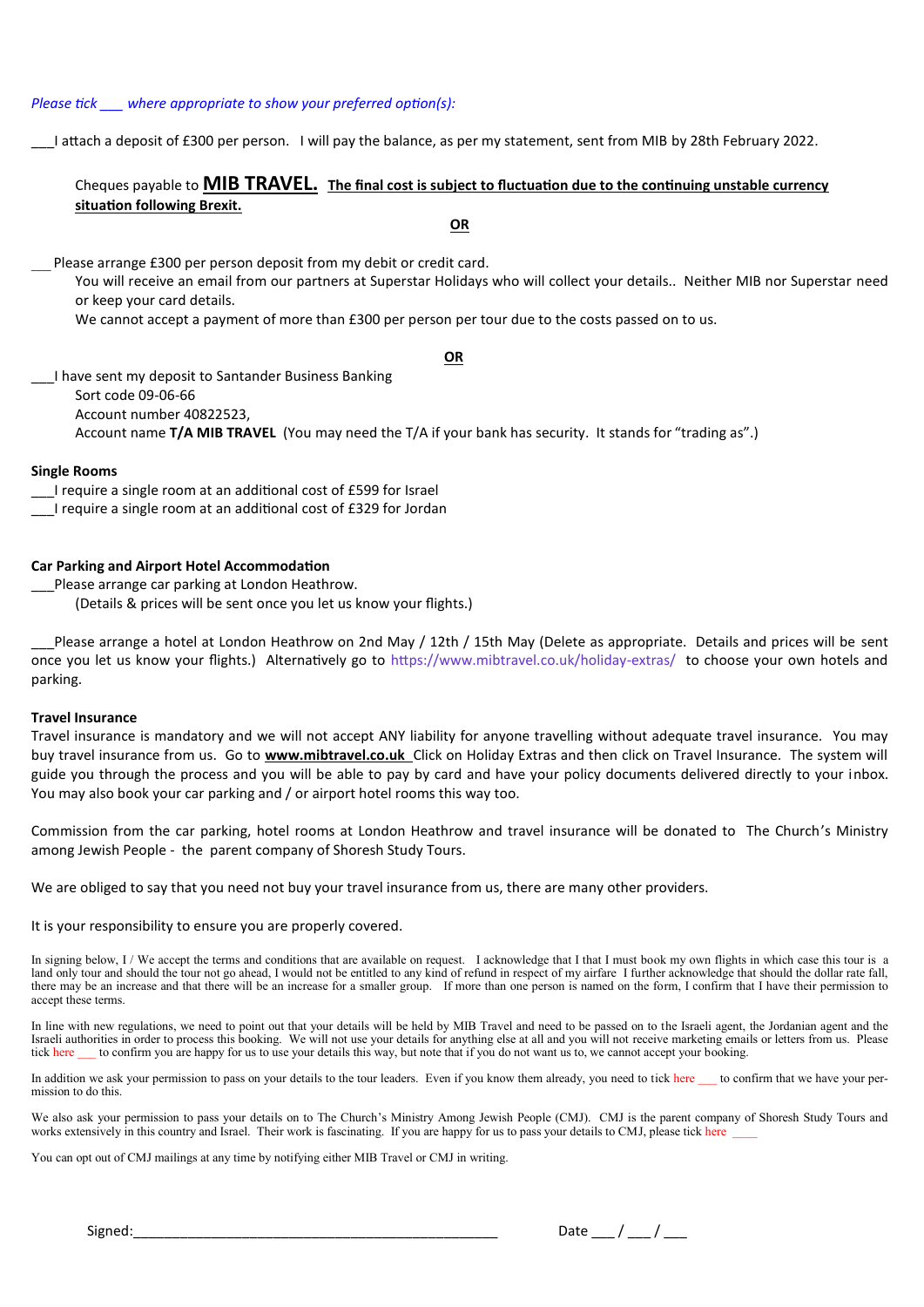*Please tick ___ where appropriate to show your preferred option(s):*

___I attach a deposit of £300 per person. I will pay the balance, as per my statement, sent from MIB by 28th February 2022.

Cheques payable to **MIB TRAVEL.** **The final cost is subject to fluctuation due to the continuing unstable currency situation following Brexit.**

**OR**

___ Please arrange £300 per person deposit from my debit or credit card.
You will receive an email from our partners at Superstar Holidays who will collect your details.. Neither MIB nor Superstar need or keep your card details.
We cannot accept a payment of more than £300 per person per tour due to the costs passed on to us.

**OR**

___I have sent my deposit to Santander Business Banking
Sort code 09-06-66
Account number 40822523,
Account name **T/A MIB TRAVEL** (You may need the T/A if your bank has security. It stands for "trading as".)

**Single Rooms**

___I require a single room at an additional cost of £599 for Israel
___I require a single room at an additional cost of £329 for Jordan

**Car Parking and Airport Hotel Accommodation**

___Please arrange car parking at London Heathrow.
(Details & prices will be sent once you let us know your flights.)

___Please arrange a hotel at London Heathrow on 2nd May / 12th / 15th May (Delete as appropriate. Details and prices will be sent once you let us know your flights.) Alternatively go to https://www.mibtravel.co.uk/holiday-extras/ to choose your own hotels and parking.

**Travel Insurance**

Travel insurance is mandatory and we will not accept ANY liability for anyone travelling without adequate travel insurance. You may buy travel insurance from us. Go to **www.mibtravel.co.uk** Click on Holiday Extras and then click on Travel Insurance. The system will guide you through the process and you will be able to pay by card and have your policy documents delivered directly to your inbox. You may also book your car parking and / or airport hotel rooms this way too.

Commission from the car parking, hotel rooms at London Heathrow and travel insurance will be donated to The Church's Ministry among Jewish People - the parent company of Shoresh Study Tours.

We are obliged to say that you need not buy your travel insurance from us, there are many other providers.

It is your responsibility to ensure you are properly covered.

In signing below, I / We accept the terms and conditions that are available on request. I acknowledge that I that I must book my own flights in which case this tour is a land only tour and should the tour not go ahead, I would not be entitled to any kind of refund in respect of my airfare I further acknowledge that should the dollar rate fall, there may be an increase and that there will be an increase for a smaller group. If more than one person is named on the form, I confirm that I have their permission to accept these terms.

In line with new regulations, we need to point out that your details will be held by MIB Travel and need to be passed on to the Israeli agent, the Jordanian agent and the Israeli authorities in order to process this booking. We will not use your details for anything else at all and you will not receive marketing emails or letters from us. Please tick here ___ to confirm you are happy for us to use your details this way, but note that if you do not want us to, we cannot accept your booking.

In addition we ask your permission to pass on your details to the tour leaders. Even if you know them already, you need to tick here ___ to confirm that we have your permission to do this.

We also ask your permission to pass your details on to The Church's Ministry Among Jewish People (CMJ). CMJ is the parent company of Shoresh Study Tours and works extensively in this country and Israel. Their work is fascinating. If you are happy for us to pass your details to CMJ, please tick here ____

You can opt out of CMJ mailings at any time by notifying either MIB Travel or CMJ in writing.

Signed:_______________________________________________ Date ___ / ___ / ___